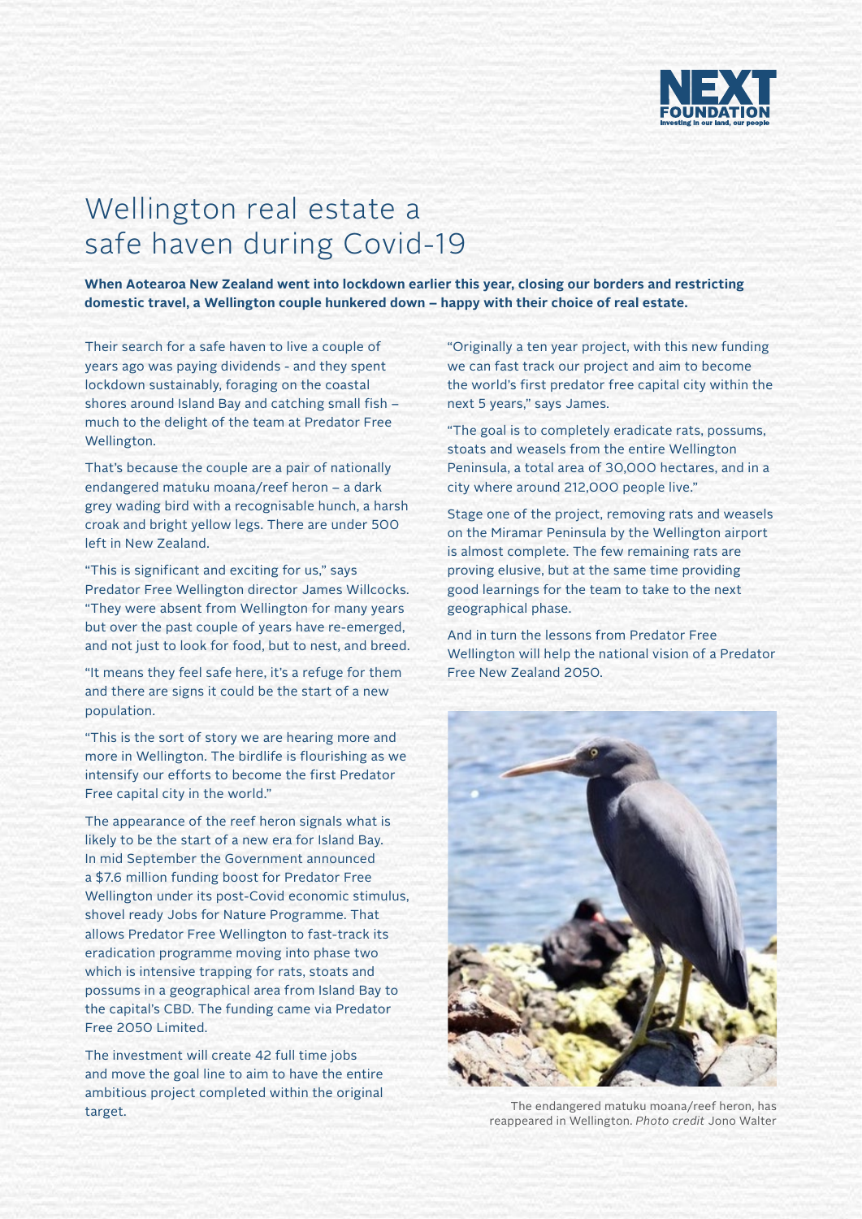# Wellington real estate a safe haven during Covid-19

**When Aotearoa New Zealand went into lockdown earlier this year, closing our borders and restricting domestic travel, a Wellington couple hunkered down – happy with their choice of real estate.**

Their search for a safe haven to live a couple of years ago was paying dividends - and they spent lockdown sustainably, foraging on the coastal shores around Island Bay and catching small fish – much to the delight of the team at Predator Free Wellington.

That's because the couple are a pair of nationally endangered matuku moana/reef heron – a dark grey wading bird with a recognisable hunch, a harsh croak and bright yellow legs. There are under 500 left in New Zealand.

"This is significant and exciting for us," says Predator Free Wellington director James Willcocks. "They were absent from Wellington for many years but over the past couple of years have re-emerged, and not just to look for food, but to nest, and breed.

"It means they feel safe here, it's a refuge for them and there are signs it could be the start of a new population.

"This is the sort of story we are hearing more and more in Wellington. The birdlife is flourishing as we intensify our efforts to become the first Predator Free capital city in the world."

The appearance of the reef heron signals what is likely to be the start of a new era for Island Bay. In mid September the Government announced a $7.6 million funding boost for Predator Free Wellington under its post-Covid economic stimulus, shovel ready Jobs for Nature Programme. That allows Predator Free Wellington to fast-track its eradication programme moving into phase two which is intensive trapping for rats, stoats and possums in a geographical area from Island Bay to the capital's CBD. The funding came via Predator Free 2050 Limited.

The investment will create 42 full time jobs and move the goal line to aim to have the entire ambitious project completed within the original target.

"Originally a ten year project, with this new funding we can fast track our project and aim to become the world's first predator free capital city within the next 5 years," says James.

"The goal is to completely eradicate rats, possums, stoats and weasels from the entire Wellington Peninsula, a total area of 30,000 hectares, and in a city where around 212,000 people live."

Stage one of the project, removing rats and weasels on the Miramar Peninsula by the Wellington airport is almost complete. The few remaining rats are proving elusive, but at the same time providing good learnings for the team to take to the next geographical phase.

And in turn the lessons from Predator Free Wellington will help the national vision of a Predator Free New Zealand 2050.

The endangered matuku moana/reef heron, has reappeared in Wellington. *Photo credit* Jono Walter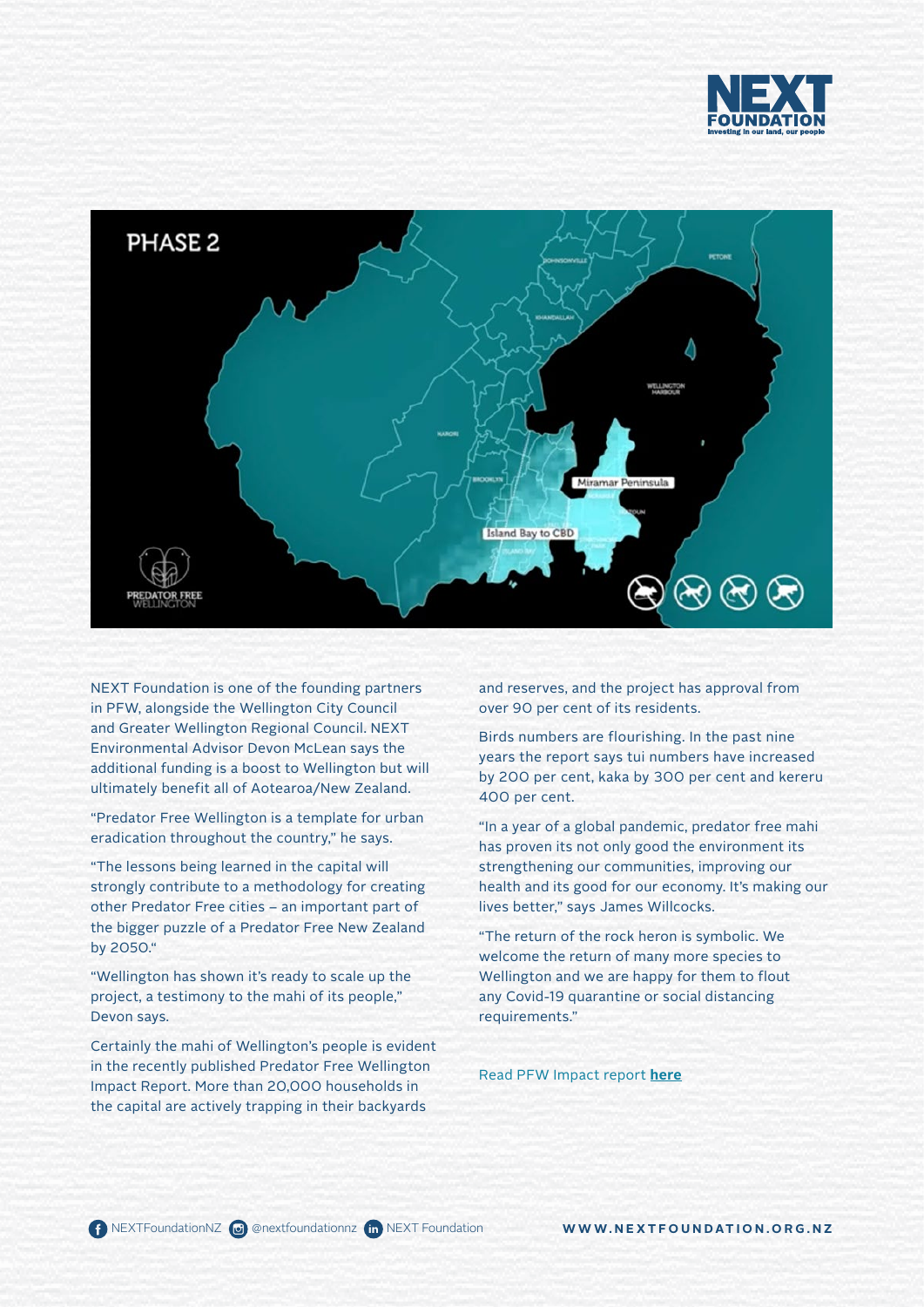NEXT Foundation is one of the founding partners in PFW, alongside the Wellington City Council and Greater Wellington Regional Council. NEXT Environmental Advisor Devon McLean says the additional funding is a boost to Wellington but will ultimately benefit all of Aotearoa/New Zealand.

"Predator Free Wellington is a template for urban eradication throughout the country," he says.

"The lessons being learned in the capital will strongly contribute to a methodology for creating other Predator Free cities – an important part of the bigger puzzle of a Predator Free New Zealand by 2050."

"Wellington has shown it's ready to scale up the project, a testimony to the mahi of its people," Devon says.

Certainly the mahi of Wellington's people is evident in the recently published Predator Free Wellington Impact Report. More than 20,000 households in the capital are actively trapping in their backyards and reserves, and the project has approval from over 90 per cent of its residents.

Birds numbers are flourishing. In the past nine years the report says tui numbers have increased by 200 per cent, kaka by 300 per cent and kereru 400 per cent.

"In a year of a global pandemic, predator free mahi has proven its not only good the environment its strengthening our communities, improving our health and its good for our economy. It's making our lives better," says James Willcocks.

"The return of the rock heron is symbolic. We welcome the return of many more species to Wellington and we are happy for them to flout any Covid-19 quarantine or social distancing requirements."

Read PFW Impact report **here**